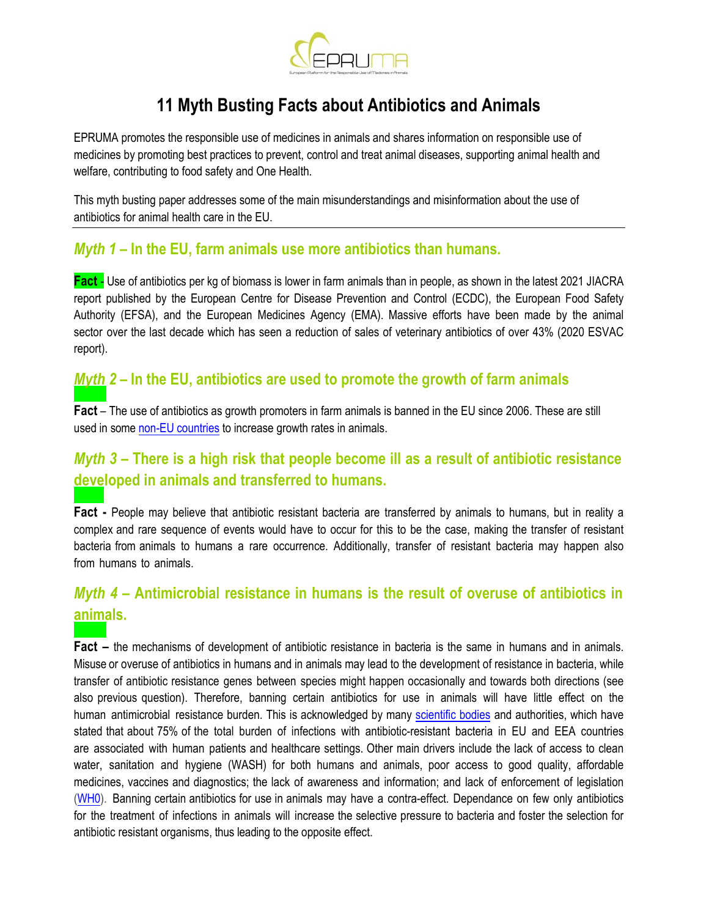# 11 Myth Busting Facts about Antibiotics and Animals

EPRUMA promotes the responsible use of medicines in animals and shares information on responsible use of medicines by promoting best practices to prevent, control and treat animal diseases, supporting animal health and welfare, contributing to food safety and One Health.

This myth busting paper addresses some of the main misunderstandings and misinformation about the use of antibiotics for animal health care in the EU.

---

## *Myth 1* – In the EU, farm animals use more antibiotics than humans.

**Fact -** Use of antibiotics per kg of biomass is lower in farm animals than in people, as shown in the latest 2021 JIACRA report published by the European Centre for Disease Prevention and Control (ECDC), the European Food Safety Authority (EFSA), and the European Medicines Agency (EMA). Massive efforts have been made by the animal sector over the last decade which has seen a reduction of sales of veterinary antibiotics of over 43% (2020 ESVAC report).

## *Myth 2* – In the EU, antibiotics are used to promote the growth of farm animals

**Fact** – The use of antibiotics as growth promoters in farm animals is banned in the EU since 2006. These are still used in some non-EU countries to increase growth rates in animals.

## *Myth 3* – There is a high risk that people become ill as a result of antibiotic resistance developed in animals and transferred to humans.

**Fact -** People may believe that antibiotic resistant bacteria are transferred by animals to humans, but in reality a complex and rare sequence of events would have to occur for this to be the case, making the transfer of resistant bacteria from animals to humans a rare occurrence. Additionally, transfer of resistant bacteria may happen also from humans to animals.

## *Myth 4* – Antimicrobial resistance in humans is the result of overuse of antibiotics in animals.

**Fact –** the mechanisms of development of antibiotic resistance in bacteria is the same in humans and in animals. Misuse or overuse of antibiotics in humans and in animals may lead to the development of resistance in bacteria, while transfer of antibiotic resistance genes between species might happen occasionally and towards both directions (see also previous question). Therefore, banning certain antibiotics for use in animals will have little effect on the human antimicrobial resistance burden. This is acknowledged by many scientific bodies and authorities, which have stated that about 75% of the total burden of infections with antibiotic-resistant bacteria in EU and EEA countries are associated with human patients and healthcare settings. Other main drivers include the lack of access to clean water, sanitation and hygiene (WASH) for both humans and animals, poor access to good quality, affordable medicines, vaccines and diagnostics; the lack of awareness and information; and lack of enforcement of legislation (WH0). Banning certain antibiotics for use in animals may have a contra-effect. Dependance on few only antibiotics for the treatment of infections in animals will increase the selective pressure to bacteria and foster the selection for antibiotic resistant organisms, thus leading to the opposite effect.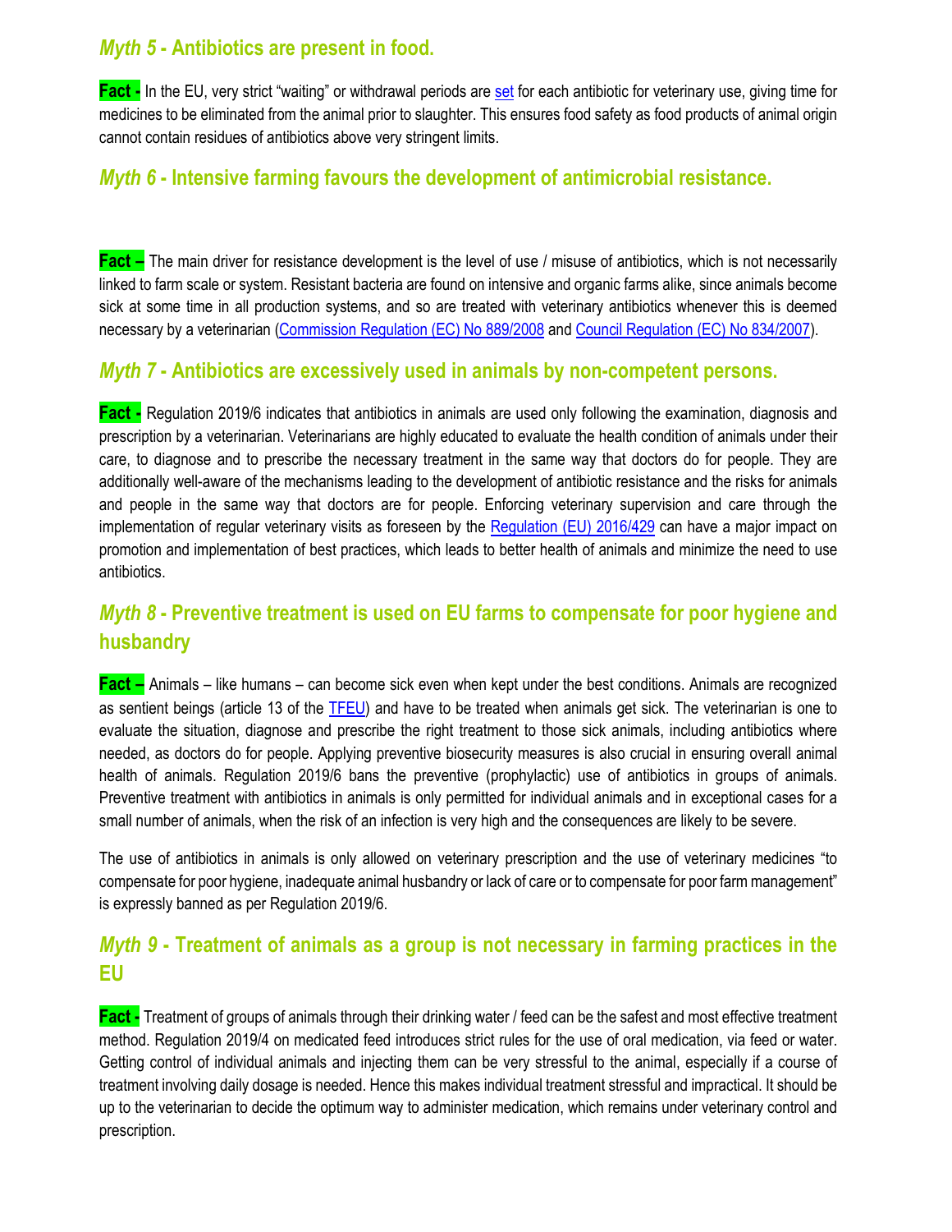## *Myth 5* - Antibiotics are present in food.

**Fact -** In the EU, very strict "waiting" or withdrawal periods are set for each antibiotic for veterinary use, giving time for medicines to be eliminated from the animal prior to slaughter. This ensures food safety as food products of animal origin cannot contain residues of antibiotics above very stringent limits.

## *Myth 6* - Intensive farming favours the development of antimicrobial resistance.

**Fact –** The main driver for resistance development is the level of use / misuse of antibiotics, which is not necessarily linked to farm scale or system. Resistant bacteria are found on intensive and organic farms alike, since animals become sick at some time in all production systems, and so are treated with veterinary antibiotics whenever this is deemed necessary by a veterinarian (Commission Regulation (EC) No 889/2008 and Council Regulation (EC) No 834/2007).

## *Myth 7* - Antibiotics are excessively used in animals by non-competent persons.

**Fact -** Regulation 2019/6 indicates that antibiotics in animals are used only following the examination, diagnosis and prescription by a veterinarian. Veterinarians are highly educated to evaluate the health condition of animals under their care, to diagnose and to prescribe the necessary treatment in the same way that doctors do for people. They are additionally well-aware of the mechanisms leading to the development of antibiotic resistance and the risks for animals and people in the same way that doctors are for people. Enforcing veterinary supervision and care through the implementation of regular veterinary visits as foreseen by the Regulation (EU) 2016/429 can have a major impact on promotion and implementation of best practices, which leads to better health of animals and minimize the need to use antibiotics.

## *Myth 8* - Preventive treatment is used on EU farms to compensate for poor hygiene and husbandry

**Fact –** Animals – like humans – can become sick even when kept under the best conditions. Animals are recognized as sentient beings (article 13 of the TFEU) and have to be treated when animals get sick. The veterinarian is one to evaluate the situation, diagnose and prescribe the right treatment to those sick animals, including antibiotics where needed, as doctors do for people. Applying preventive biosecurity measures is also crucial in ensuring overall animal health of animals. Regulation 2019/6 bans the preventive (prophylactic) use of antibiotics in groups of animals. Preventive treatment with antibiotics in animals is only permitted for individual animals and in exceptional cases for a small number of animals, when the risk of an infection is very high and the consequences are likely to be severe.

The use of antibiotics in animals is only allowed on veterinary prescription and the use of veterinary medicines "to compensate for poor hygiene, inadequate animal husbandry or lack of care or to compensate for poor farm management" is expressly banned as per Regulation 2019/6.

## *Myth 9* - Treatment of animals as a group is not necessary in farming practices in the EU

**Fact -** Treatment of groups of animals through their drinking water / feed can be the safest and most effective treatment method. Regulation 2019/4 on medicated feed introduces strict rules for the use of oral medication, via feed or water. Getting control of individual animals and injecting them can be very stressful to the animal, especially if a course of treatment involving daily dosage is needed. Hence this makes individual treatment stressful and impractical. It should be up to the veterinarian to decide the optimum way to administer medication, which remains under veterinary control and prescription.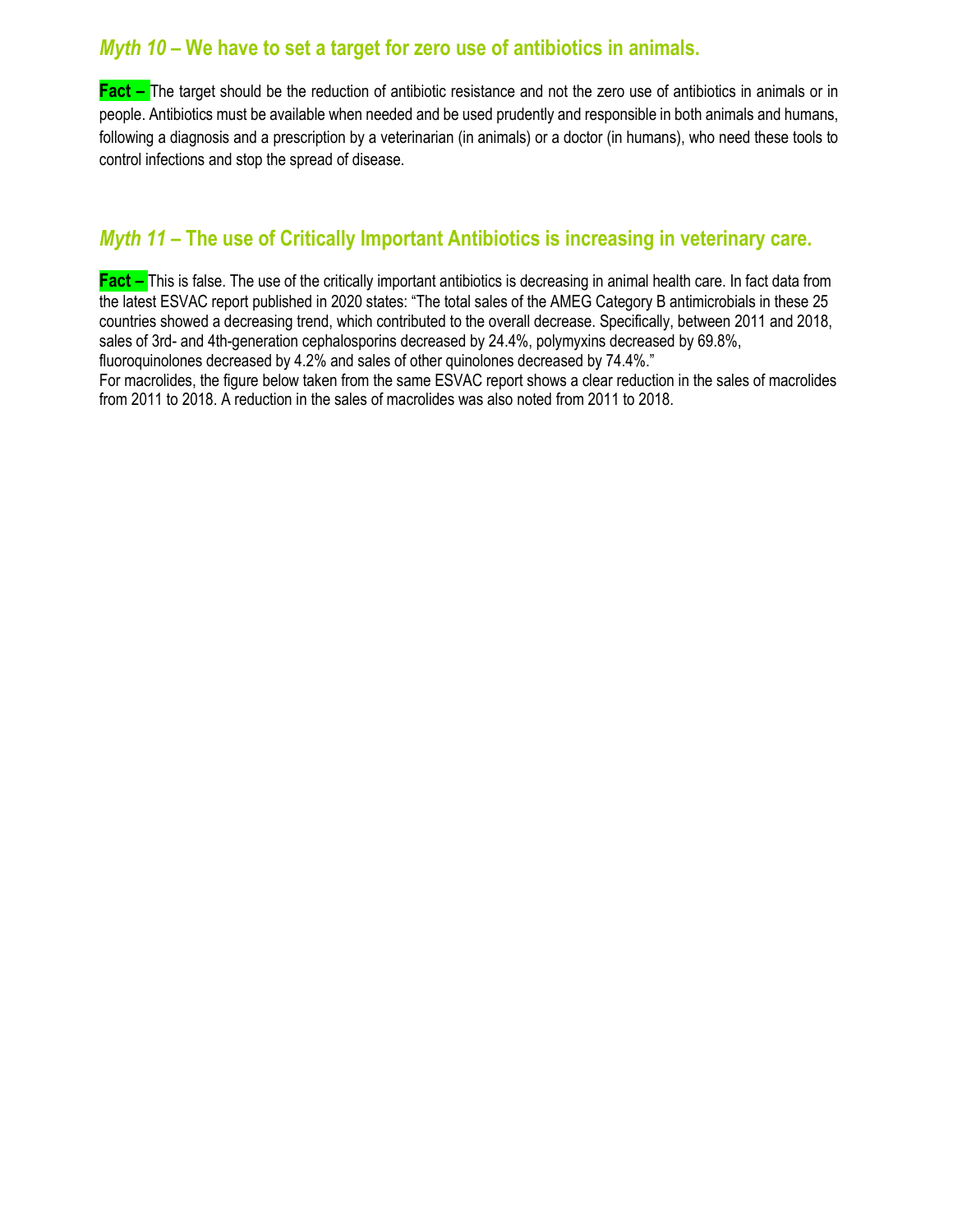## *Myth 10* – We have to set a target for zero use of antibiotics in animals.

**Fact –** The target should be the reduction of antibiotic resistance and not the zero use of antibiotics in animals or in people. Antibiotics must be available when needed and be used prudently and responsible in both animals and humans, following a diagnosis and a prescription by a veterinarian (in animals) or a doctor (in humans), who need these tools to control infections and stop the spread of disease.

## *Myth 11* – The use of Critically Important Antibiotics is increasing in veterinary care.

**Fact –** This is false. The use of the critically important antibiotics is decreasing in animal health care. In fact data from the latest ESVAC report published in 2020 states: "The total sales of the AMEG Category B antimicrobials in these 25 countries showed a decreasing trend, which contributed to the overall decrease. Specifically, between 2011 and 2018, sales of 3rd- and 4th-generation cephalosporins decreased by 24.4%, polymyxins decreased by 69.8%, fluoroquinolones decreased by 4.2% and sales of other quinolones decreased by 74.4%."
For macrolides, the figure below taken from the same ESVAC report shows a clear reduction in the sales of macrolides from 2011 to 2018. A reduction in the sales of macrolides was also noted from 2011 to 2018.